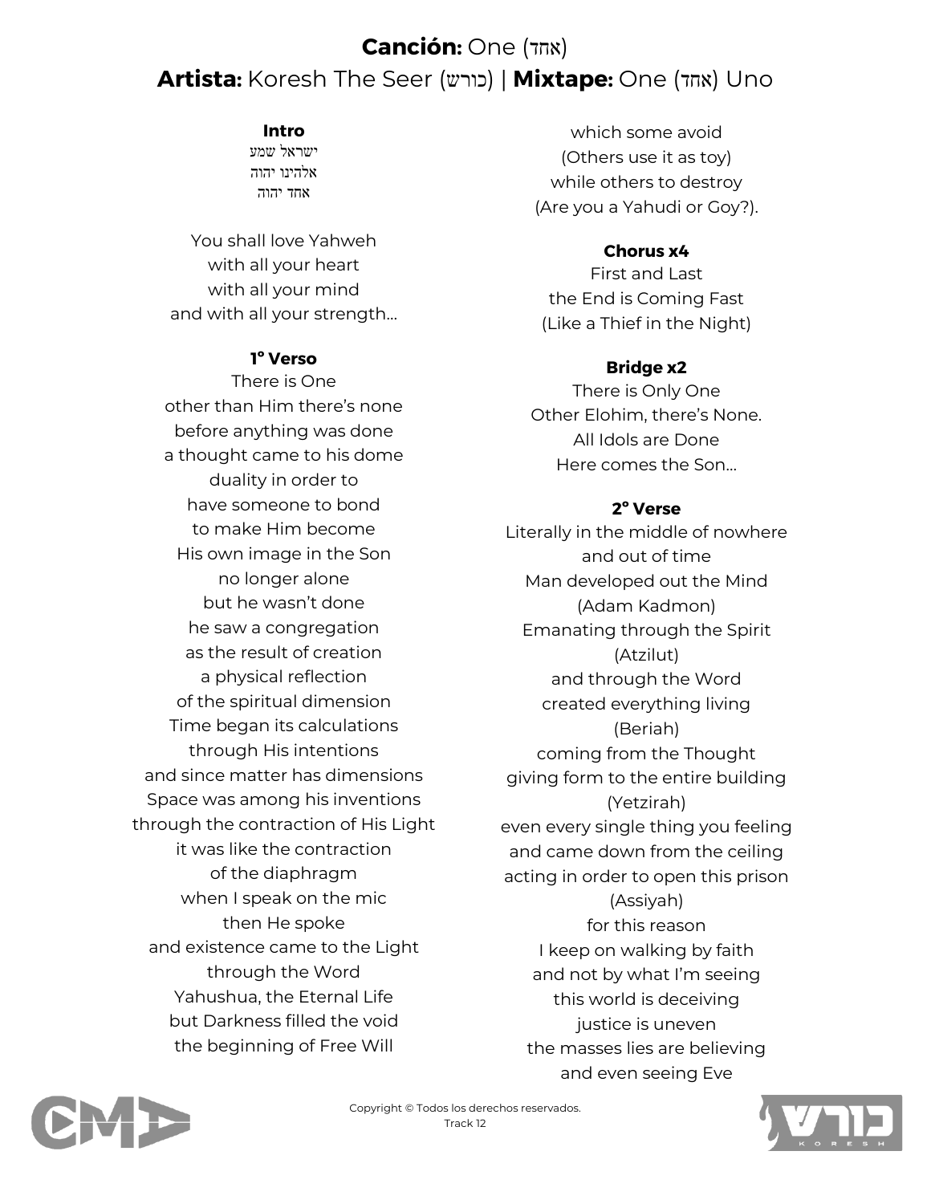**Canción:** One (אחד)

**Artista:** Koresh The Seer (כורש) | **Mixtape:** One (אחד) Uno

**Intro**

ישראל שמע
אלהינו יהוה
אחד יהוה

You shall love Yahweh
with all your heart
with all your mind
and with all your strength…

**1° Verso**

There is One
other than Him there's none
before anything was done
a thought came to his dome
duality in order to
have someone to bond
to make Him become
His own image in the Son
no longer alone
but he wasn't done
he saw a congregation
as the result of creation
a physical reflection
of the spiritual dimension
Time began its calculations
through His intentions
and since matter has dimensions
Space was among his inventions
through the contraction of His Light
it was like the contraction
of the diaphragm
when I speak on the mic
then He spoke
and existence came to the Light
through the Word
Yahushua, the Eternal Life
but Darkness filled the void
the beginning of Free Will
which some avoid
(Others use it as toy)
while others to destroy
(Are you a Yahudi or Goy?).

**Chorus x4**

First and Last
the End is Coming Fast
(Like a Thief in the Night)

**Bridge x2**

There is Only One
Other Elohim, there's None.
All Idols are Done
Here comes the Son…

**2° Verse**

Literally in the middle of nowhere
and out of time
Man developed out the Mind
(Adam Kadmon)
Emanating through the Spirit
(Atzilut)
and through the Word
created everything living
(Beriah)
coming from the Thought
giving form to the entire building
(Yetzirah)
even every single thing you feeling
and came down from the ceiling
acting in order to open this prison
(Assiyah)
for this reason
I keep on walking by faith
and not by what I'm seeing
this world is deceiving
justice is uneven
the masses lies are believing
and even seeing Eve

Copyright © Todos los derechos reservados.
Track 12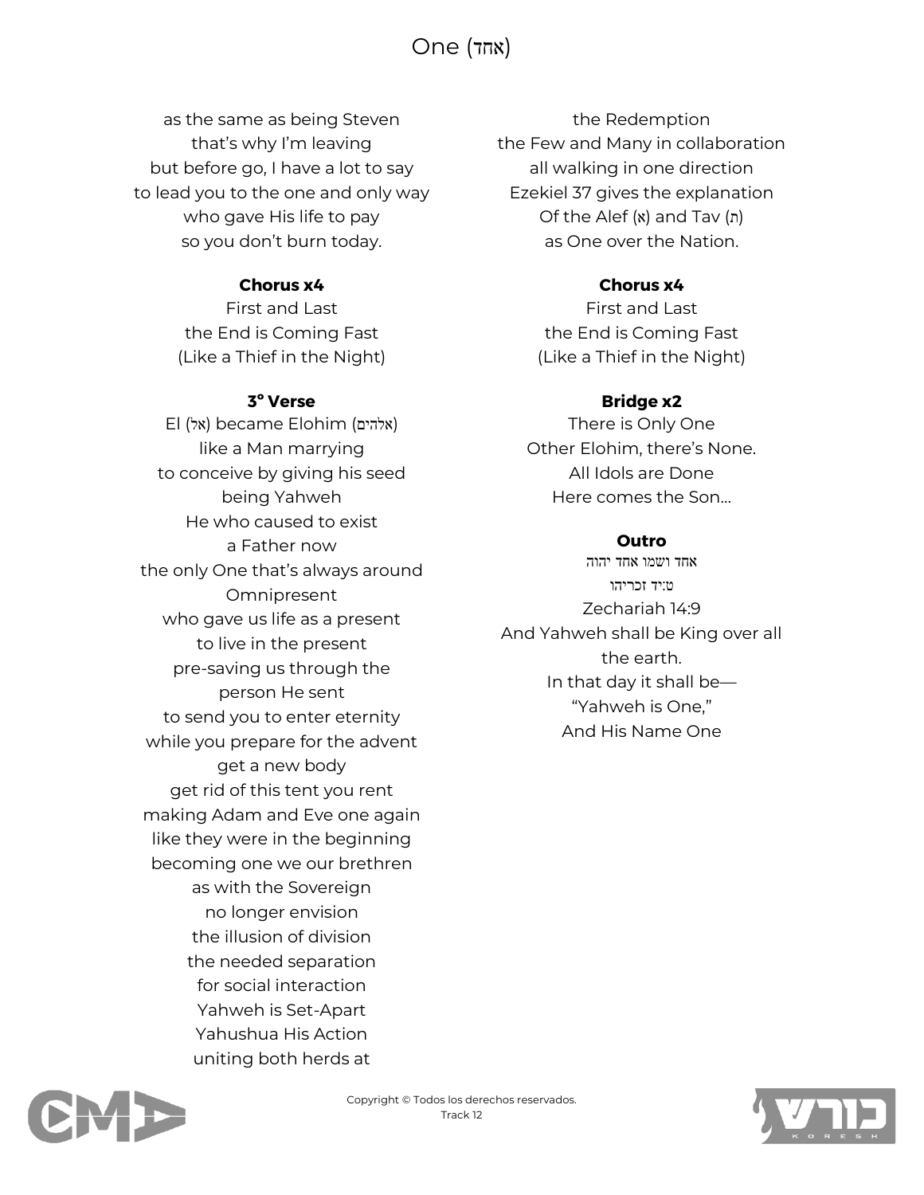# One (אחד)

as the same as being Steven
that's why I'm leaving
but before go, I have a lot to say
to lead you to the one and only way
who gave His life to pay
so you don't burn today.

**Chorus x4**

First and Last
the End is Coming Fast
(Like a Thief in the Night)

**3° Verse**

El (אל) became Elohim (אלהים)
like a Man marrying
to conceive by giving his seed
being Yahweh
He who caused to exist
a Father now
the only One that's always around
Omnipresent
who gave us life as a present
to live in the present
pre-saving us through the
person He sent
to send you to enter eternity
while you prepare for the advent
get a new body
get rid of this tent you rent
making Adam and Eve one again
like they were in the beginning
becoming one we our brethren
as with the Sovereign
no longer envision
the illusion of division
the needed separation
for social interaction
Yahweh is Set-Apart
Yahushua His Action
uniting both herds at
the Redemption
the Few and Many in collaboration
all walking in one direction
Ezekiel 37 gives the explanation
Of the Alef (א) and Tav (ת)
as One over the Nation.

**Chorus x4**

First and Last
the End is Coming Fast
(Like a Thief in the Night)

**Bridge x2**

There is Only One
Other Elohim, there's None.
All Idols are Done
Here comes the Son...

**Outro**

אחד ושמו אחד יהוה
ט:יד זכריהו
Zechariah 14:9
And Yahweh shall be King over all
the earth.
In that day it shall be—
"Yahweh is One,"
And His Name One

Copyright © Todos los derechos reservados.
Track 12